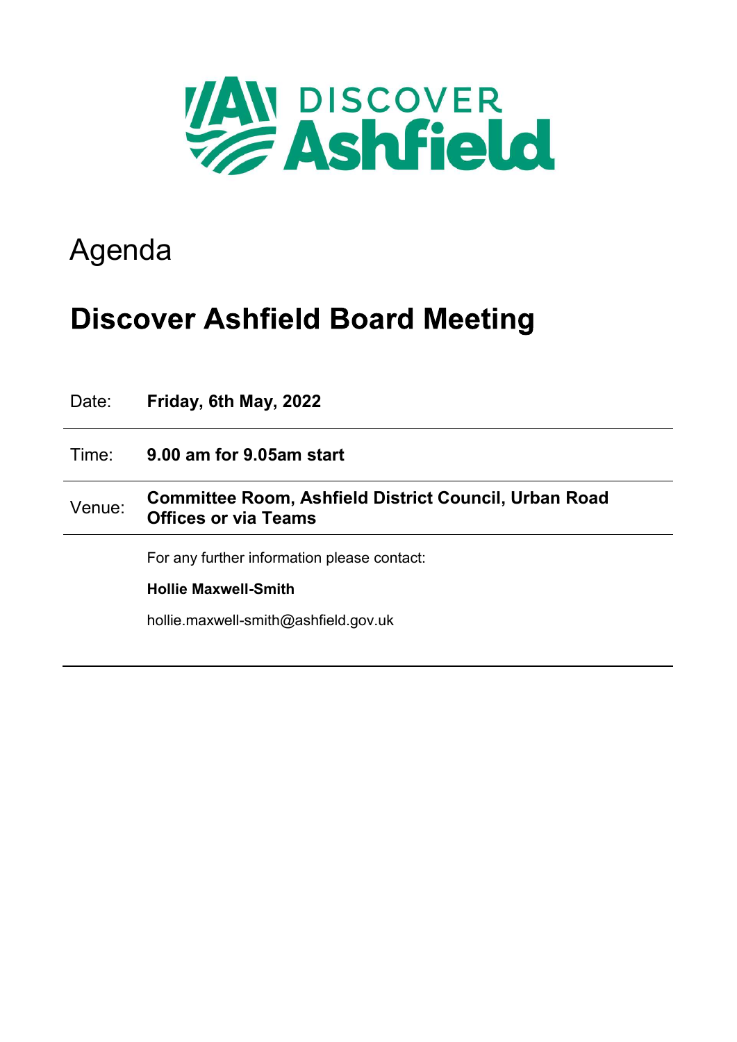DISCOVER Ashfield

# Agenda

## Discover Ashfield Board Meeting

| | |
|---|---|
| Date: | **Friday, 6th May, 2022** |
| Time: | **9.00 am for 9.05am start** |
| Venue: | **Committee Room, Ashfield District Council, Urban Road Offices or via Teams** |
| | For any further information please contact: |
| | **Hollie Maxwell-Smith** |
| | hollie.maxwell-smith@ashfield.gov.uk |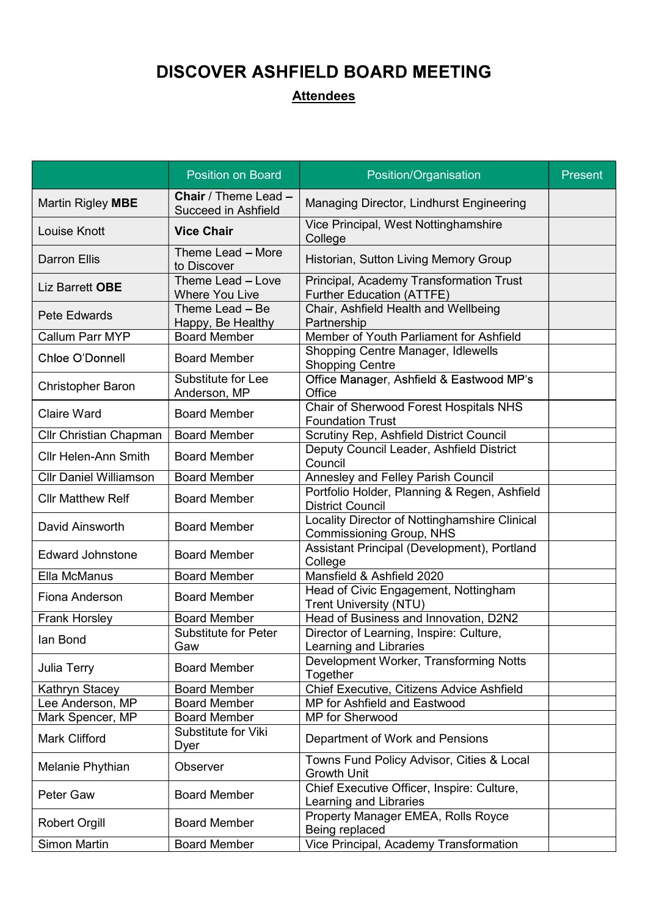# DISCOVER ASHFIELD BOARD MEETING

## Attendees

| | Position on Board | Position/Organisation | Present |
|---|---|---|---|
| Martin Rigley **MBE** | **Chair** / Theme Lead – Succeed in Ashfield | Managing Director, Lindhurst Engineering | |
| Louise Knott | **Vice Chair** | Vice Principal, West Nottinghamshire College | |
| Darron Ellis | Theme Lead – More to Discover | Historian, Sutton Living Memory Group | |
| Liz Barrett **OBE** | Theme Lead – Love Where You Live | Principal, Academy Transformation Trust Further Education (ATTFE) | |
| Pete Edwards | Theme Lead – Be Happy, Be Healthy | Chair, Ashfield Health and Wellbeing Partnership | |
| Callum Parr MYP | Board Member | Member of Youth Parliament for Ashfield | |
| Chloe O'Donnell | Board Member | Shopping Centre Manager, Idlewells Shopping Centre | |
| Christopher Baron | Substitute for Lee Anderson, MP | Office Manager, Ashfield & Eastwood MP's Office | |
| Claire Ward | Board Member | Chair of Sherwood Forest Hospitals NHS Foundation Trust | |
| Cllr Christian Chapman | Board Member | Scrutiny Rep, Ashfield District Council | |
| Cllr Helen-Ann Smith | Board Member | Deputy Council Leader, Ashfield District Council | |
| Cllr Daniel Williamson | Board Member | Annesley and Felley Parish Council | |
| Cllr Matthew Relf | Board Member | Portfolio Holder, Planning & Regen, Ashfield District Council | |
| David Ainsworth | Board Member | Locality Director of Nottinghamshire Clinical Commissioning Group, NHS | |
| Edward Johnstone | Board Member | Assistant Principal (Development), Portland College | |
| Ella McManus | Board Member | Mansfield & Ashfield 2020 | |
| Fiona Anderson | Board Member | Head of Civic Engagement, Nottingham Trent University (NTU) | |
| Frank Horsley | Board Member | Head of Business and Innovation, D2N2 | |
| Ian Bond | Substitute for Peter Gaw | Director of Learning, Inspire: Culture, Learning and Libraries | |
| Julia Terry | Board Member | Development Worker, Transforming Notts Together | |
| Kathryn Stacey | Board Member | Chief Executive, Citizens Advice Ashfield | |
| Lee Anderson, MP | Board Member | MP for Ashfield and Eastwood | |
| Mark Spencer, MP | Board Member | MP for Sherwood | |
| Mark Clifford | Substitute for Viki Dyer | Department of Work and Pensions | |
| Melanie Phythian | Observer | Towns Fund Policy Advisor, Cities & Local Growth Unit | |
| Peter Gaw | Board Member | Chief Executive Officer, Inspire: Culture, Learning and Libraries | |
| Robert Orgill | Board Member | Property Manager EMEA, Rolls Royce Being replaced | |
| Simon Martin | Board Member | Vice Principal, Academy Transformation | |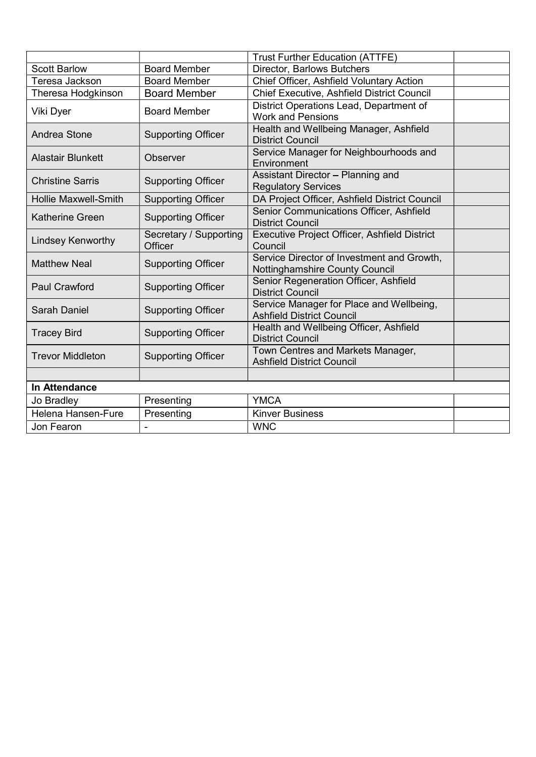| | | | |
|---|---|---|---|
| | | Trust Further Education (ATTFE) | |
| Scott Barlow | Board Member | Director, Barlows Butchers | |
| Teresa Jackson | Board Member | Chief Officer, Ashfield Voluntary Action | |
| Theresa Hodgkinson | Board Member | Chief Executive, Ashfield District Council | |
| Viki Dyer | Board Member | District Operations Lead, Department of Work and Pensions | |
| Andrea Stone | Supporting Officer | Health and Wellbeing Manager, Ashfield District Council | |
| Alastair Blunkett | Observer | Service Manager for Neighbourhoods and Environment | |
| Christine Sarris | Supporting Officer | Assistant Director – Planning and Regulatory Services | |
| Hollie Maxwell-Smith | Supporting Officer | DA Project Officer, Ashfield District Council | |
| Katherine Green | Supporting Officer | Senior Communications Officer, Ashfield District Council | |
| Lindsey Kenworthy | Secretary / Supporting Officer | Executive Project Officer, Ashfield District Council | |
| Matthew Neal | Supporting Officer | Service Director of Investment and Growth, Nottinghamshire County Council | |
| Paul Crawford | Supporting Officer | Senior Regeneration Officer, Ashfield District Council | |
| Sarah Daniel | Supporting Officer | Service Manager for Place and Wellbeing, Ashfield District Council | |
| Tracey Bird | Supporting Officer | Health and Wellbeing Officer, Ashfield District Council | |
| Trevor Middleton | Supporting Officer | Town Centres and Markets Manager, Ashfield District Council | |
| | | | |
| **In Attendance** | | | |
| Jo Bradley | Presenting | YMCA | |
| Helena Hansen-Fure | Presenting | Kinver Business | |
| Jon Fearon | - | WNC | |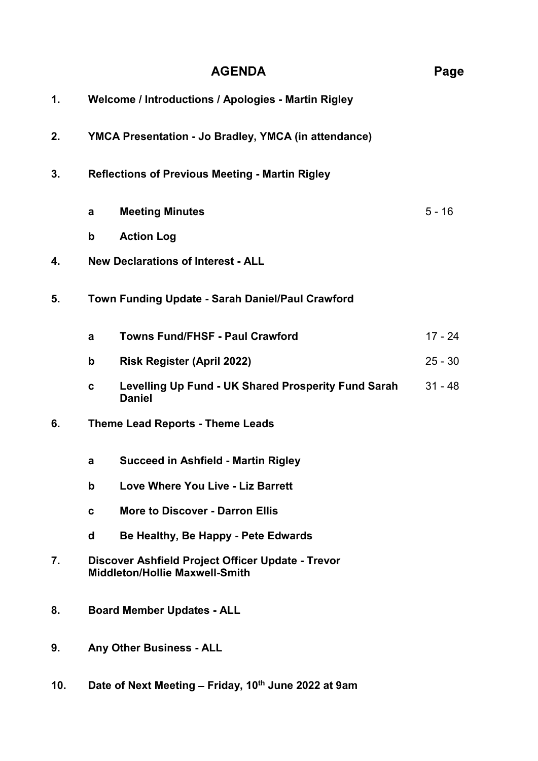# AGENDA

| | | | Page |
|---|---|---|---|
| **1.** | **Welcome / Introductions / Apologies - Martin Rigley** | | |
| **2.** | **YMCA Presentation - Jo Bradley, YMCA (in attendance)** | | |
| **3.** | **Reflections of Previous Meeting - Martin Rigley** | | |
| | **a** | **Meeting Minutes** | 5 - 16 |
| | **b** | **Action Log** | |
| **4.** | **New Declarations of Interest - ALL** | | |
| **5.** | **Town Funding Update - Sarah Daniel/Paul Crawford** | | |
| | **a** | **Towns Fund/FHSF - Paul Crawford** | 17 - 24 |
| | **b** | **Risk Register (April 2022)** | 25 - 30 |
| | **c** | **Levelling Up Fund - UK Shared Prosperity Fund Sarah Daniel** | 31 - 48 |
| **6.** | **Theme Lead Reports - Theme Leads** | | |
| | **a** | **Succeed in Ashfield - Martin Rigley** | |
| | **b** | **Love Where You Live - Liz Barrett** | |
| | **c** | **More to Discover - Darron Ellis** | |
| | **d** | **Be Healthy, Be Happy - Pete Edwards** | |
| **7.** | **Discover Ashfield Project Officer Update - Trevor Middleton/Hollie Maxwell-Smith** | | |
| **8.** | **Board Member Updates - ALL** | | |
| **9.** | **Any Other Business - ALL** | | |
| **10.** | **Date of Next Meeting – Friday, 10th June 2022 at 9am** | | |